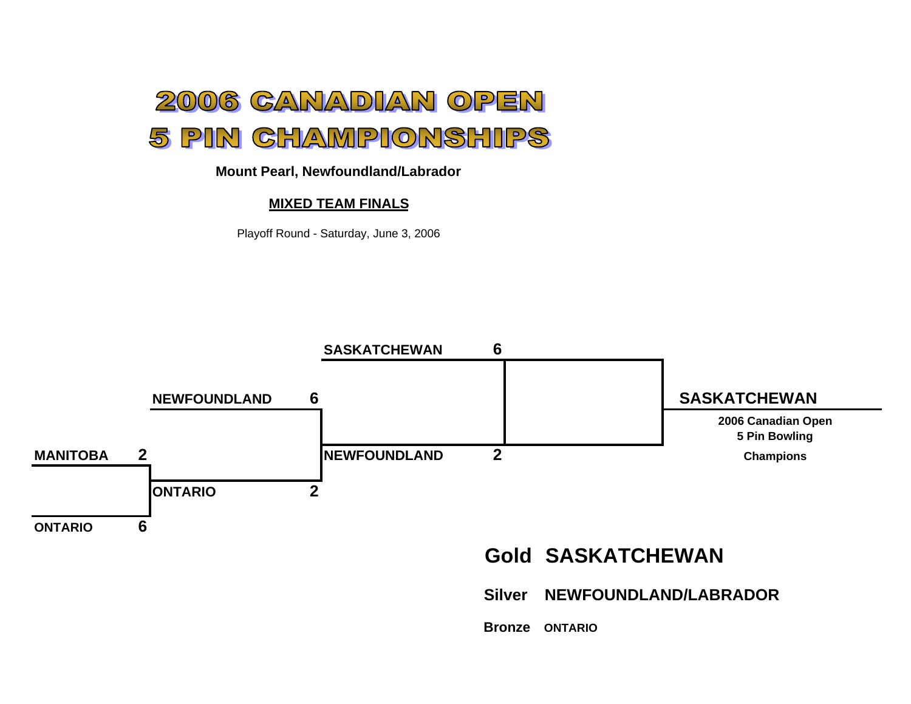# 2006 CANADIAN OPEN
# 5 PIN CHAMPIONSHIPS

**Mount Pearl, Newfoundland/Labrador**

**MIXED TEAM FINALS**

Playoff Round - Saturday, June 3, 2006

| Round 1 | | Round 2 | | Round 3 | | Champion |
|---|---|---|---|---|---|---|
| | | | | SASKATCHEWAN | 6 | |
| | | NEWFOUNDLAND | 6 | | | **SASKATCHEWAN** |
| MANITOBA | 2 | | | NEWFOUNDLAND | 2 | |
| | | ONTARIO | 2 | | | |
| ONTARIO | 6 | | | | | |

**SASKATCHEWAN**

**2006 Canadian Open**
**5 Pin Bowling**
**Champions**

**Gold SASKATCHEWAN**

**Silver NEWFOUNDLAND/LABRADOR**

**Bronze ONTARIO**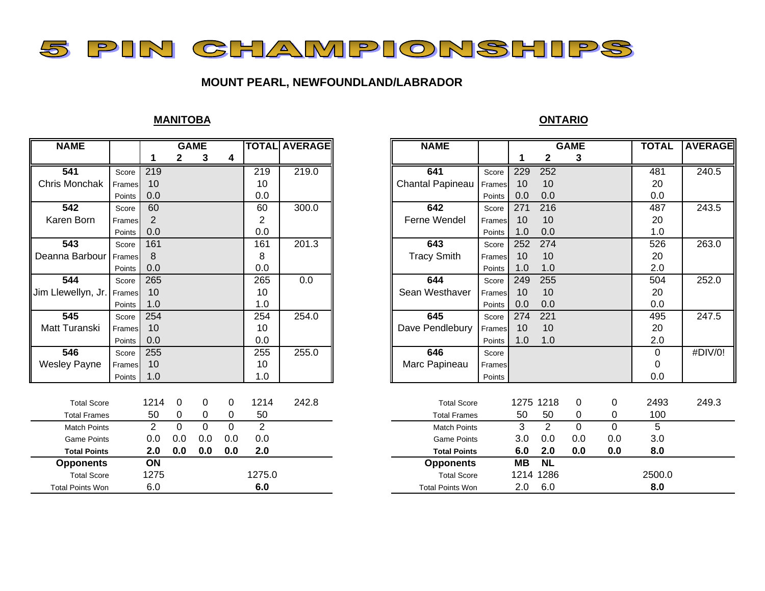# 5 PIN CHAMPIONSHIPS

**MOUNT PEARL, NEWFOUNDLAND/LABRADOR**

## MANITOBA

| NAME | | GAME 1 | 2 | 3 | 4 | TOTAL | AVERAGE |
|---|---|---|---|---|---|---|---|
| **541** | Score | 219 | | | | 219 | 219.0 |
| Chris Monchak | Frames | 10 | | | | 10 | |
| | Points | 0.0 | | | | 0.0 | |
| **542** | Score | 60 | | | | 60 | 300.0 |
| Karen Born | Frames | 2 | | | | 2 | |
| | Points | 0.0 | | | | 0.0 | |
| **543** | Score | 161 | | | | 161 | 201.3 |
| Deanna Barbour | Frames | 8 | | | | 8 | |
| | Points | 0.0 | | | | 0.0 | |
| **544** | Score | 265 | | | | 265 | 0.0 |
| Jim Llewellyn, Jr. | Frames | 10 | | | | 10 | |
| | Points | 1.0 | | | | 1.0 | |
| **545** | Score | 254 | | | | 254 | 254.0 |
| Matt Turanski | Frames | 10 | | | | 10 | |
| | Points | 0.0 | | | | 0.0 | |
| **546** | Score | 255 | | | | 255 | 255.0 |
| Wesley Payne | Frames | 10 | | | | 10 | |
| | Points | 1.0 | | | | 1.0 | |
| Total Score | | 1214 | 0 | 0 | 0 | 1214 | 242.8 |
| Total Frames | | 50 | 0 | 0 | 0 | 50 | |
| Match Points | | 2 | 0 | 0 | 0 | 2 | |
| Game Points | | 0.0 | 0.0 | 0.0 | 0.0 | 0.0 | |
| **Total Points** | | **2.0** | **0.0** | **0.0** | **0.0** | **2.0** | |
| **Opponents** | | **ON** | | | | | |
| Total Score | | 1275 | | | | 1275.0 | |
| Total Points Won | | 6.0 | | | | **6.0** | |

## ONTARIO

| NAME | | GAME 1 | 2 | 3 | | TOTAL | AVERAGE |
|---|---|---|---|---|---|---|---|
| **641** | Score | 229 | 252 | | | 481 | 240.5 |
| Chantal Papineau | Frames | 10 | 10 | | | 20 | |
| | Points | 0.0 | 0.0 | | | 0.0 | |
| **642** | Score | 271 | 216 | | | 487 | 243.5 |
| Ferne Wendel | Frames | 10 | 10 | | | 20 | |
| | Points | 1.0 | 0.0 | | | 1.0 | |
| **643** | Score | 252 | 274 | | | 526 | 263.0 |
| Tracy Smith | Frames | 10 | 10 | | | 20 | |
| | Points | 1.0 | 1.0 | | | 2.0 | |
| **644** | Score | 249 | 255 | | | 504 | 252.0 |
| Sean Westhaver | Frames | 10 | 10 | | | 20 | |
| | Points | 0.0 | 0.0 | | | 0.0 | |
| **645** | Score | 274 | 221 | | | 495 | 247.5 |
| Dave Pendlebury | Frames | 10 | 10 | | | 20 | |
| | Points | 1.0 | 1.0 | | | 2.0 | |
| **646** | Score | | | | | 0 | #DIV/0! |
| Marc Papineau | Frames | | | | | 0 | |
| | Points | | | | | 0.0 | |
| Total Score | | 1275 | 1218 | 0 | 0 | 2493 | 249.3 |
| Total Frames | | 50 | 50 | 0 | 0 | 100 | |
| Match Points | | 3 | 2 | 0 | 0 | 5 | |
| Game Points | | 3.0 | 0.0 | 0.0 | 0.0 | 3.0 | |
| **Total Points** | | **6.0** | **2.0** | **0.0** | **0.0** | **8.0** | |
| **Opponents** | | **MB** | **NL** | | | | |
| Total Score | | 1214 | 1286 | | | 2500.0 | |
| Total Points Won | | 2.0 | 6.0 | | | **8.0** | |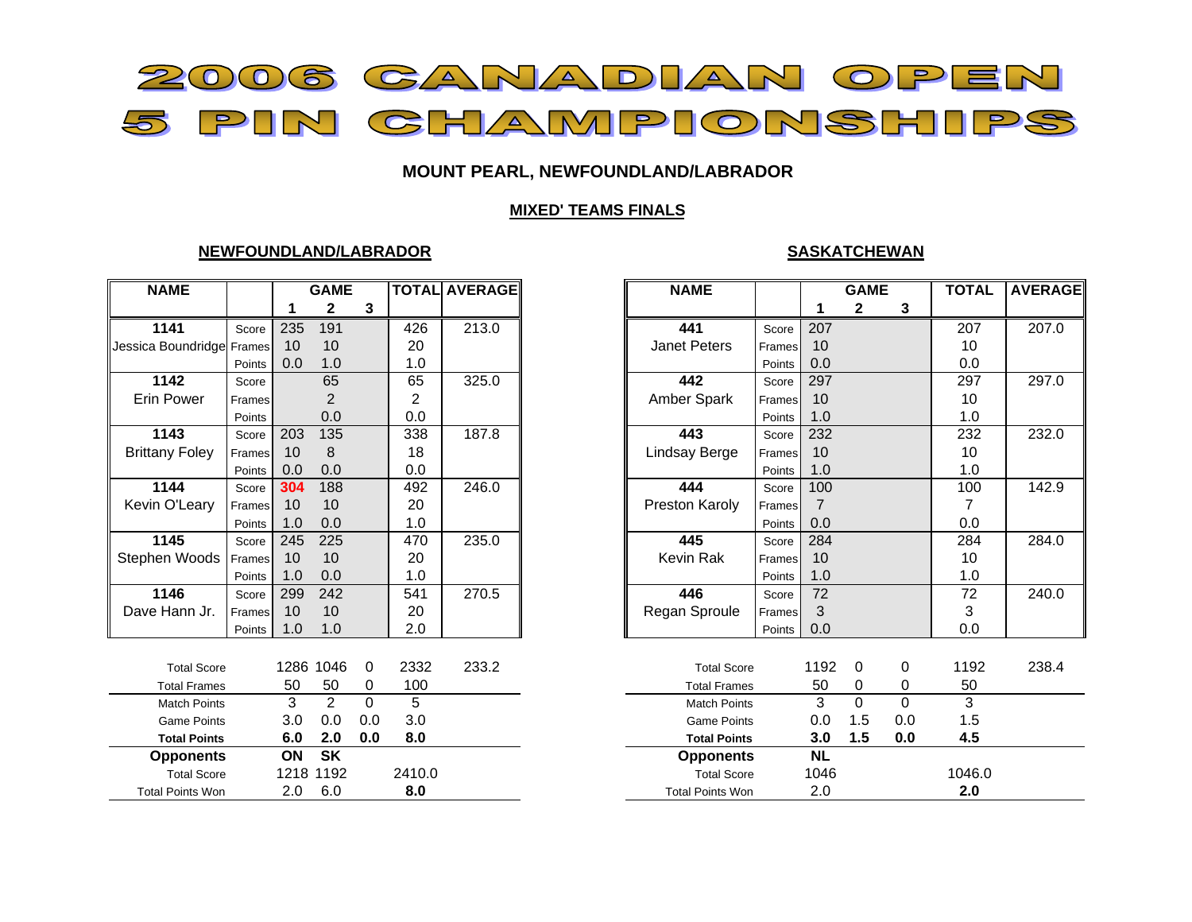# 2006 CANADIAN OPEN 5 PIN CHAMPIONSHIPS

**MOUNT PEARL, NEWFOUNDLAND/LABRADOR**

**MIXED' TEAMS FINALS**

## NEWFOUNDLAND/LABRADOR

| NAME | | GAME 1 | GAME 2 | GAME 3 | TOTAL | AVERAGE |
|---|---|---|---|---|---|---|
| **1141** | Score | 235 | 191 | | 426 | 213.0 |
| Jessica Boundridge | Frames | 10 | 10 | | 20 | |
| | Points | 0.0 | 1.0 | | 1.0 | |
| **1142** | Score | | 65 | | 65 | 325.0 |
| Erin Power | Frames | | 2 | | 2 | |
| | Points | | 0.0 | | 0.0 | |
| **1143** | Score | 203 | 135 | | 338 | 187.8 |
| Brittany Foley | Frames | 10 | 8 | | 18 | |
| | Points | 0.0 | 0.0 | | 0.0 | |
| **1144** | Score | 304 | 188 | | 492 | 246.0 |
| Kevin O'Leary | Frames | 10 | 10 | | 20 | |
| | Points | 1.0 | 0.0 | | 1.0 | |
| **1145** | Score | 245 | 225 | | 470 | 235.0 |
| Stephen Woods | Frames | 10 | 10 | | 20 | |
| | Points | 1.0 | 0.0 | | 1.0 | |
| **1146** | Score | 299 | 242 | | 541 | 270.5 |
| Dave Hann Jr. | Frames | 10 | 10 | | 20 | |
| | Points | 1.0 | 1.0 | | 2.0 | |
| Total Score | | 1286 | 1046 | 0 | 2332 | 233.2 |
| Total Frames | | 50 | 50 | 0 | 100 | |
| Match Points | | 3 | 2 | 0 | 5 | |
| Game Points | | 3.0 | 0.0 | 0.0 | 3.0 | |
| **Total Points** | | **6.0** | **2.0** | **0.0** | **8.0** | |
| **Opponents** | | **ON** | **SK** | | | |
| Total Score | | 1218 | 1192 | | 2410.0 | |
| Total Points Won | | 2.0 | 6.0 | | **8.0** | |

## SASKATCHEWAN

| NAME | | GAME 1 | GAME 2 | GAME 3 | TOTAL | AVERAGE |
|---|---|---|---|---|---|---|
| **441** | Score | 207 | | | 207 | 207.0 |
| Janet Peters | Frames | 10 | | | 10 | |
| | Points | 0.0 | | | 0.0 | |
| **442** | Score | 297 | | | 297 | 297.0 |
| Amber Spark | Frames | 10 | | | 10 | |
| | Points | 1.0 | | | 1.0 | |
| **443** | Score | 232 | | | 232 | 232.0 |
| Lindsay Berge | Frames | 10 | | | 10 | |
| | Points | 1.0 | | | 1.0 | |
| **444** | Score | 100 | | | 100 | 142.9 |
| Preston Karoly | Frames | 7 | | | 7 | |
| | Points | 0.0 | | | 0.0 | |
| **445** | Score | 284 | | | 284 | 284.0 |
| Kevin Rak | Frames | 10 | | | 10 | |
| | Points | 1.0 | | | 1.0 | |
| **446** | Score | 72 | | | 72 | 240.0 |
| Regan Sproule | Frames | 3 | | | 3 | |
| | Points | 0.0 | | | 0.0 | |
| Total Score | | 1192 | 0 | 0 | 1192 | 238.4 |
| Total Frames | | 50 | 0 | 0 | 50 | |
| Match Points | | 3 | 0 | 0 | 3 | |
| Game Points | | 0.0 | 1.5 | 0.0 | 1.5 | |
| **Total Points** | | **3.0** | **1.5** | **0.0** | **4.5** | |
| **Opponents** | | **NL** | | | | |
| Total Score | | 1046 | | | 1046.0 | |
| Total Points Won | | 2.0 | | | **2.0** | |